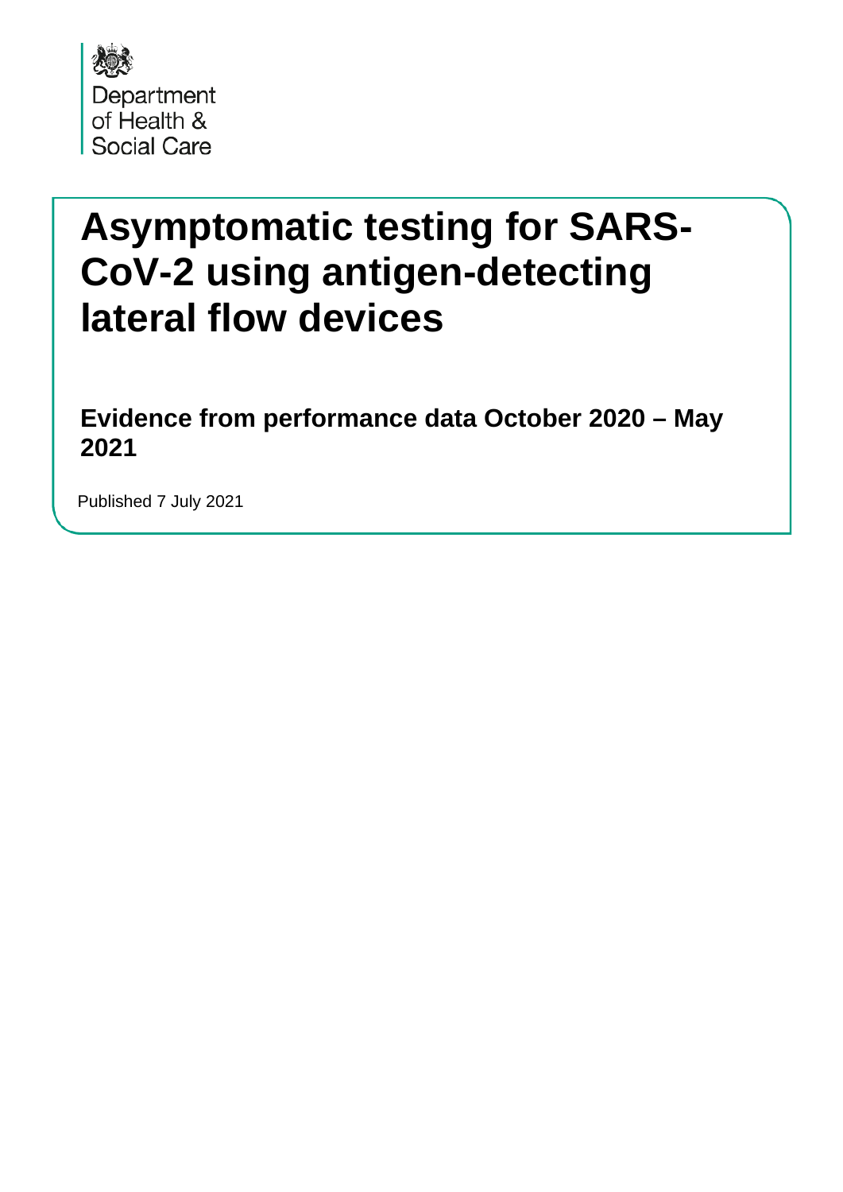Department of Health & Social Care

# Asymptomatic testing for SARS-CoV-2 using antigen-detecting lateral flow devices

## Evidence from performance data October 2020 – May 2021

Published 7 July 2021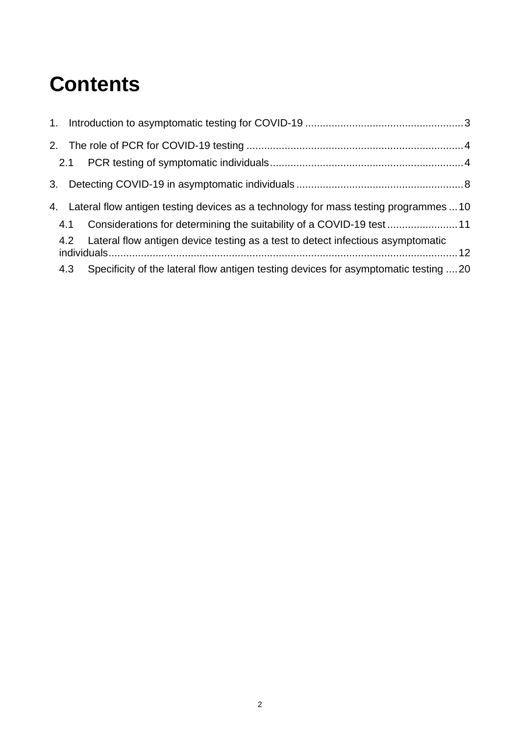# Contents

1. Introduction to asymptomatic testing for COVID-19 ..................................................... 3
2. The role of PCR for COVID-19 testing ......................................................................... 4
   - 2.1 PCR testing of symptomatic individuals ................................................................. 4
3. Detecting COVID-19 in asymptomatic individuals ........................................................ 8
4. Lateral flow antigen testing devices as a technology for mass testing programmes ... 10
   - 4.1 Considerations for determining the suitability of a COVID-19 test ........................ 11
   - 4.2 Lateral flow antigen device testing as a test to detect infectious asymptomatic individuals ..................................................................................................................... 12
   - 4.3 Specificity of the lateral flow antigen testing devices for asymptomatic testing .... 20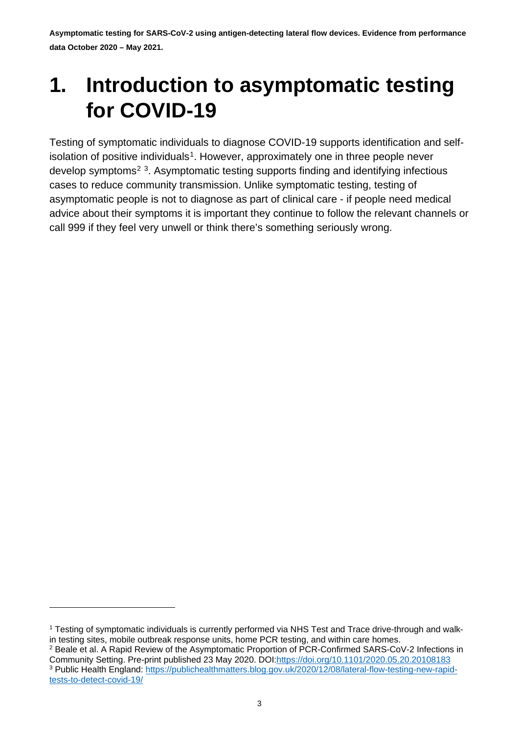# 1. Introduction to asymptomatic testing for COVID-19

Testing of symptomatic individuals to diagnose COVID-19 supports identification and self-isolation of positive individuals[1]. However, approximately one in three people never develop symptoms[2] [3]. Asymptomatic testing supports finding and identifying infectious cases to reduce community transmission. Unlike symptomatic testing, testing of asymptomatic people is not to diagnose as part of clinical care - if people need medical advice about their symptoms it is important they continue to follow the relevant channels or call 999 if they feel very unwell or think there's something seriously wrong.

---

[1] Testing of symptomatic individuals is currently performed via NHS Test and Trace drive-through and walk-in testing sites, mobile outbreak response units, home PCR testing, and within care homes.

[2] Beale et al. A Rapid Review of the Asymptomatic Proportion of PCR-Confirmed SARS-CoV-2 Infections in Community Setting. Pre-print published 23 May 2020. DOI:https://doi.org/10.1101/2020.05.20.20108183

[3] Public Health England: https://publichealthmatters.blog.gov.uk/2020/12/08/lateral-flow-testing-new-rapid-tests-to-detect-covid-19/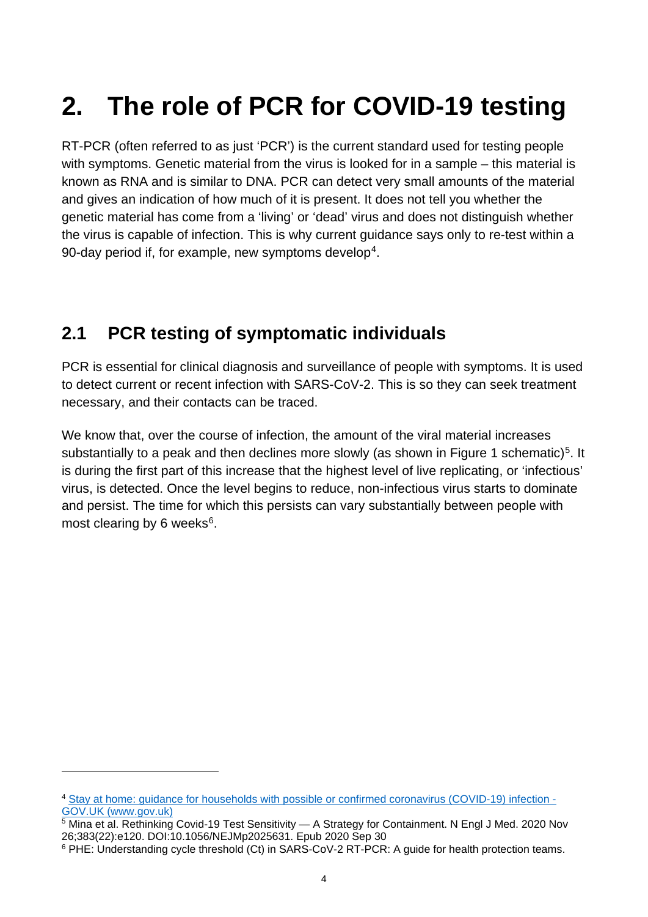# 2. The role of PCR for COVID-19 testing

RT-PCR (often referred to as just 'PCR') is the current standard used for testing people with symptoms. Genetic material from the virus is looked for in a sample – this material is known as RNA and is similar to DNA. PCR can detect very small amounts of the material and gives an indication of how much of it is present. It does not tell you whether the genetic material has come from a 'living' or 'dead' virus and does not distinguish whether the virus is capable of infection. This is why current guidance says only to re-test within a 90-day period if, for example, new symptoms develop[4].

## 2.1 PCR testing of symptomatic individuals

PCR is essential for clinical diagnosis and surveillance of people with symptoms. It is used to detect current or recent infection with SARS-CoV-2. This is so they can seek treatment necessary, and their contacts can be traced.

We know that, over the course of infection, the amount of the viral material increases substantially to a peak and then declines more slowly (as shown in Figure 1 schematic)[5]. It is during the first part of this increase that the highest level of live replicating, or 'infectious' virus, is detected. Once the level begins to reduce, non-infectious virus starts to dominate and persist. The time for which this persists can vary substantially between people with most clearing by 6 weeks[6].

---

[4] Stay at home: guidance for households with possible or confirmed coronavirus (COVID-19) infection - GOV.UK (www.gov.uk)

[5] Mina et al. Rethinking Covid-19 Test Sensitivity — A Strategy for Containment. N Engl J Med. 2020 Nov 26;383(22):e120. DOI:10.1056/NEJMp2025631. Epub 2020 Sep 30

[6] PHE: Understanding cycle threshold (Ct) in SARS-CoV-2 RT-PCR: A guide for health protection teams.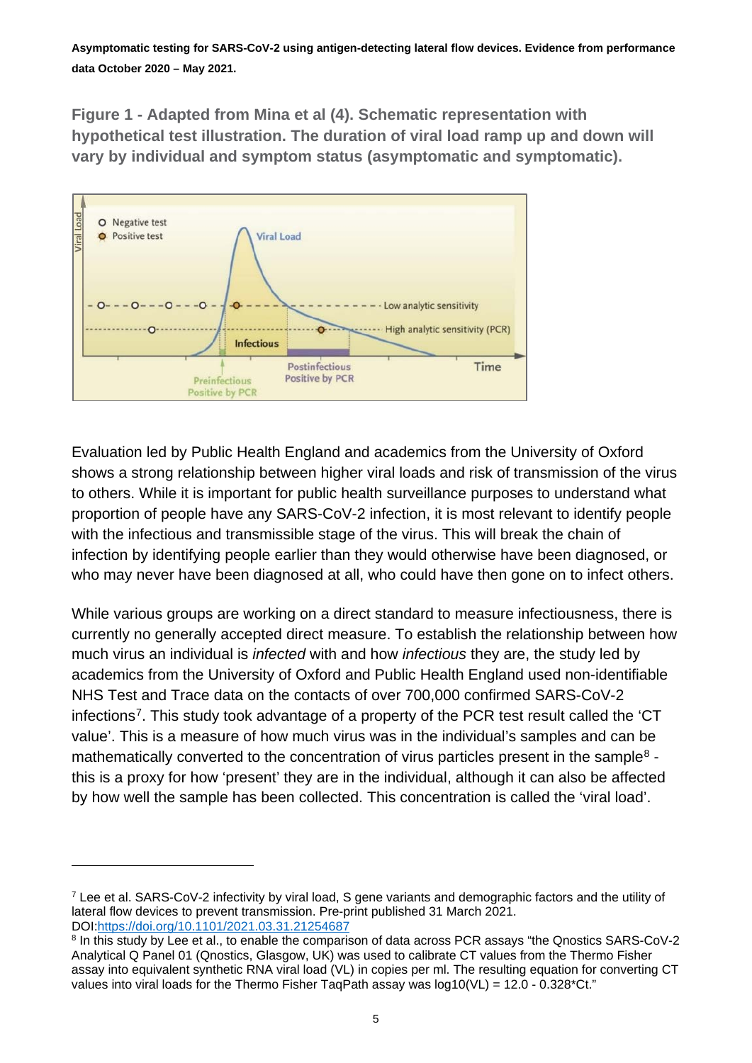**Figure 1 - Adapted from Mina et al (4). Schematic representation with hypothetical test illustration. The duration of viral load ramp up and down will vary by individual and symptom status (asymptomatic and symptomatic).**

Evaluation led by Public Health England and academics from the University of Oxford shows a strong relationship between higher viral loads and risk of transmission of the virus to others. While it is important for public health surveillance purposes to understand what proportion of people have any SARS-CoV-2 infection, it is most relevant to identify people with the infectious and transmissible stage of the virus. This will break the chain of infection by identifying people earlier than they would otherwise have been diagnosed, or who may never have been diagnosed at all, who could have then gone on to infect others.

While various groups are working on a direct standard to measure infectiousness, there is currently no generally accepted direct measure. To establish the relationship between how much virus an individual is *infected* with and how *infectious* they are, the study led by academics from the University of Oxford and Public Health England used non-identifiable NHS Test and Trace data on the contacts of over 700,000 confirmed SARS-CoV-2 infections[7]. This study took advantage of a property of the PCR test result called the 'CT value'. This is a measure of how much virus was in the individual's samples and can be mathematically converted to the concentration of virus particles present in the sample[8] - this is a proxy for how 'present' they are in the individual, although it can also be affected by how well the sample has been collected. This concentration is called the 'viral load'.

---

[7] Lee et al. SARS-CoV-2 infectivity by viral load, S gene variants and demographic factors and the utility of lateral flow devices to prevent transmission. Pre-print published 31 March 2021. DOI:https://doi.org/10.1101/2021.03.31.21254687

[8] In this study by Lee et al., to enable the comparison of data across PCR assays "the Qnostics SARS-CoV-2 Analytical Q Panel 01 (Qnostics, Glasgow, UK) was used to calibrate CT values from the Thermo Fisher assay into equivalent synthetic RNA viral load (VL) in copies per ml. The resulting equation for converting CT values into viral loads for the Thermo Fisher TaqPath assay was $\log10(VL) = 12.0 - 0.328*Ct$."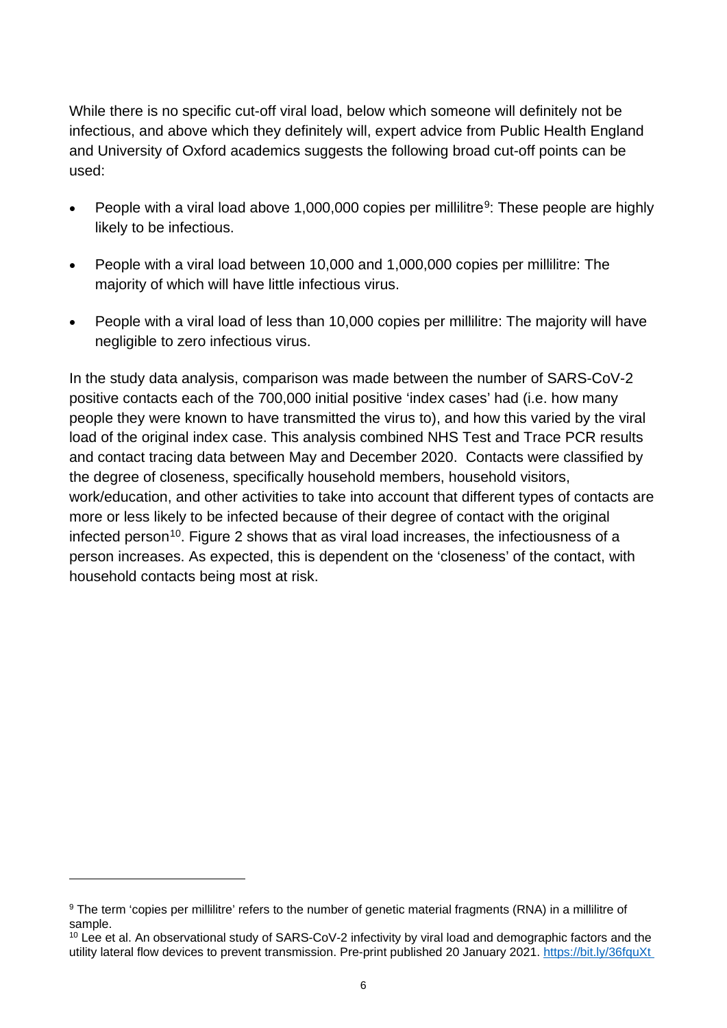While there is no specific cut-off viral load, below which someone will definitely not be infectious, and above which they definitely will, expert advice from Public Health England and University of Oxford academics suggests the following broad cut-off points can be used:

- People with a viral load above 1,000,000 copies per millilitre[9]: These people are highly likely to be infectious.
- People with a viral load between 10,000 and 1,000,000 copies per millilitre: The majority of which will have little infectious virus.
- People with a viral load of less than 10,000 copies per millilitre: The majority will have negligible to zero infectious virus.

In the study data analysis, comparison was made between the number of SARS-CoV-2 positive contacts each of the 700,000 initial positive 'index cases' had (i.e. how many people they were known to have transmitted the virus to), and how this varied by the viral load of the original index case. This analysis combined NHS Test and Trace PCR results and contact tracing data between May and December 2020. Contacts were classified by the degree of closeness, specifically household members, household visitors, work/education, and other activities to take into account that different types of contacts are more or less likely to be infected because of their degree of contact with the original infected person[10]. Figure 2 shows that as viral load increases, the infectiousness of a person increases. As expected, this is dependent on the 'closeness' of the contact, with household contacts being most at risk.

---

[9] The term 'copies per millilitre' refers to the number of genetic material fragments (RNA) in a millilitre of sample.

[10] Lee et al. An observational study of SARS-CoV-2 infectivity by viral load and demographic factors and the utility lateral flow devices to prevent transmission. Pre-print published 20 January 2021. https://bit.ly/36fquXt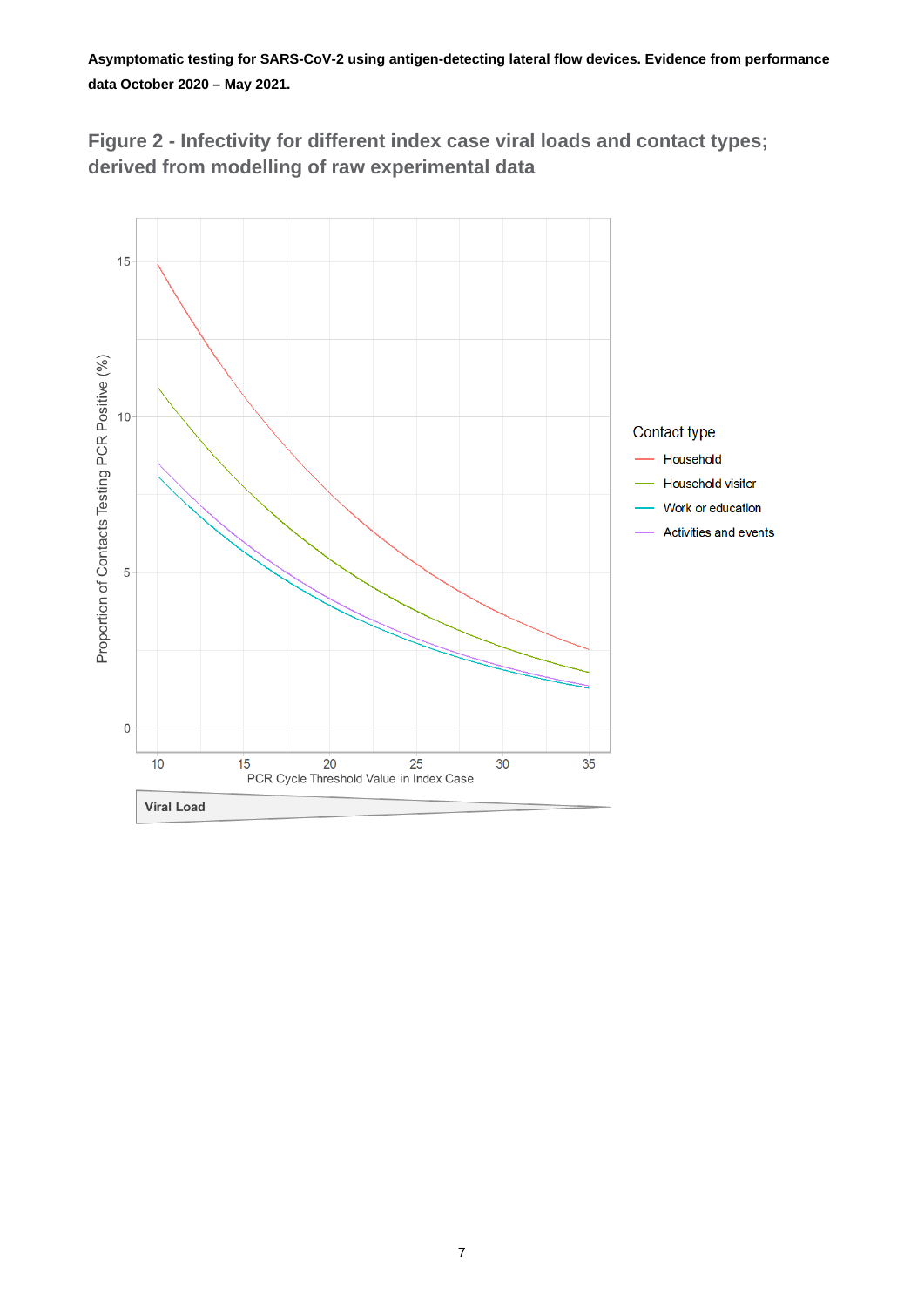## Figure 2 - Infectivity for different index case viral loads and contact types; derived from modelling of raw experimental data

Proportion of Contacts Testing PCR Positive (%)

15

10

5

0

10 15 20 25 30 35

PCR Cycle Threshold Value in Index Case

Viral Load

Contact type

- Household
- Household visitor
- Work or education
- Activities and events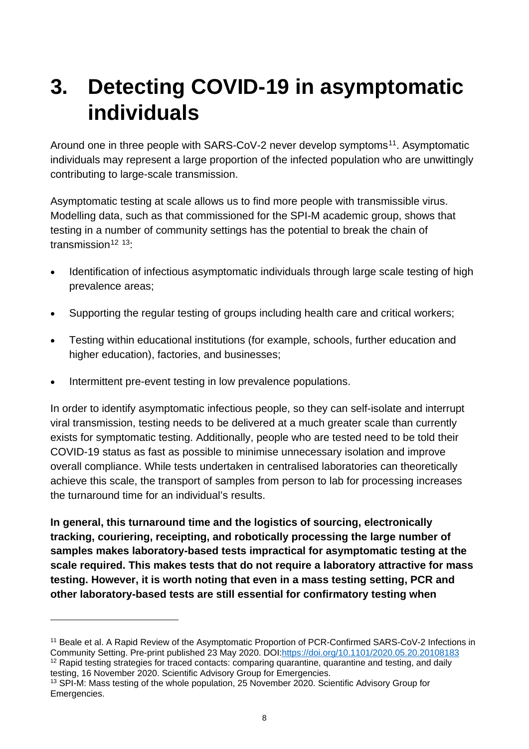# 3. Detecting COVID-19 in asymptomatic individuals

Around one in three people with SARS-CoV-2 never develop symptoms[11]. Asymptomatic individuals may represent a large proportion of the infected population who are unwittingly contributing to large-scale transmission.

Asymptomatic testing at scale allows us to find more people with transmissible virus. Modelling data, such as that commissioned for the SPI-M academic group, shows that testing in a number of community settings has the potential to break the chain of transmission[12] [13]:

- Identification of infectious asymptomatic individuals through large scale testing of high prevalence areas;
- Supporting the regular testing of groups including health care and critical workers;
- Testing within educational institutions (for example, schools, further education and higher education), factories, and businesses;
- Intermittent pre-event testing in low prevalence populations.

In order to identify asymptomatic infectious people, so they can self-isolate and interrupt viral transmission, testing needs to be delivered at a much greater scale than currently exists for symptomatic testing. Additionally, people who are tested need to be told their COVID-19 status as fast as possible to minimise unnecessary isolation and improve overall compliance. While tests undertaken in centralised laboratories can theoretically achieve this scale, the transport of samples from person to lab for processing increases the turnaround time for an individual's results.

**In general, this turnaround time and the logistics of sourcing, electronically tracking, couriering, receipting, and robotically processing the large number of samples makes laboratory-based tests impractical for asymptomatic testing at the scale required. This makes tests that do not require a laboratory attractive for mass testing. However, it is worth noting that even in a mass testing setting, PCR and other laboratory-based tests are still essential for confirmatory testing when**

---

[11] Beale et al. A Rapid Review of the Asymptomatic Proportion of PCR-Confirmed SARS-CoV-2 Infections in Community Setting. Pre-print published 23 May 2020. DOI:https://doi.org/10.1101/2020.05.20.20108183

[12] Rapid testing strategies for traced contacts: comparing quarantine, quarantine and testing, and daily testing, 16 November 2020. Scientific Advisory Group for Emergencies.

[13] SPI-M: Mass testing of the whole population, 25 November 2020. Scientific Advisory Group for Emergencies.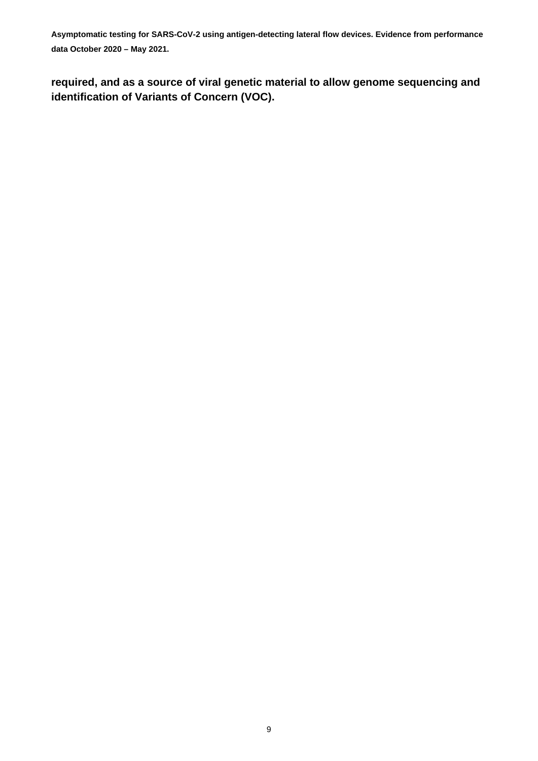**required, and as a source of viral genetic material to allow genome sequencing and identification of Variants of Concern (VOC).**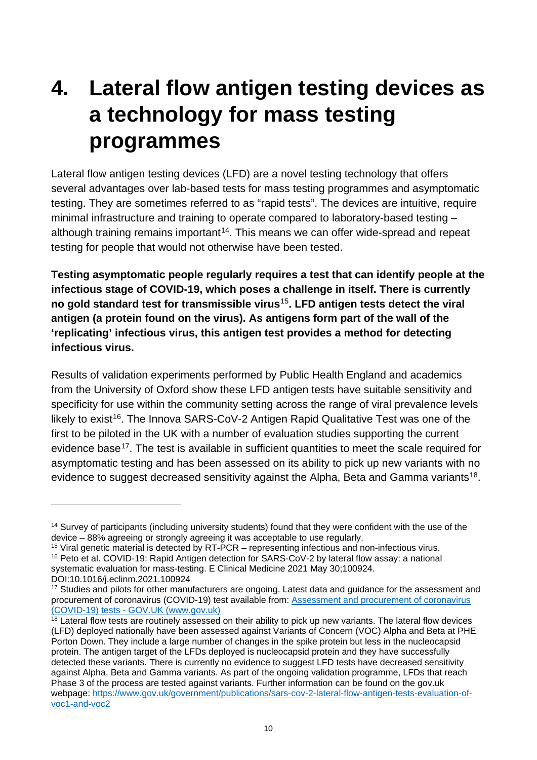# 4. Lateral flow antigen testing devices as a technology for mass testing programmes

Lateral flow antigen testing devices (LFD) are a novel testing technology that offers several advantages over lab-based tests for mass testing programmes and asymptomatic testing. They are sometimes referred to as "rapid tests". The devices are intuitive, require minimal infrastructure and training to operate compared to laboratory-based testing – although training remains important[14]. This means we can offer wide-spread and repeat testing for people that would not otherwise have been tested.

**Testing asymptomatic people regularly requires a test that can identify people at the infectious stage of COVID-19, which poses a challenge in itself. There is currently no gold standard test for transmissible virus[15]. LFD antigen tests detect the viral antigen (a protein found on the virus). As antigens form part of the wall of the 'replicating' infectious virus, this antigen test provides a method for detecting infectious virus.**

Results of validation experiments performed by Public Health England and academics from the University of Oxford show these LFD antigen tests have suitable sensitivity and specificity for use within the community setting across the range of viral prevalence levels likely to exist[16]. The Innova SARS-CoV-2 Antigen Rapid Qualitative Test was one of the first to be piloted in the UK with a number of evaluation studies supporting the current evidence base[17]. The test is available in sufficient quantities to meet the scale required for asymptomatic testing and has been assessed on its ability to pick up new variants with no evidence to suggest decreased sensitivity against the Alpha, Beta and Gamma variants[18].

---

[14] Survey of participants (including university students) found that they were confident with the use of the device – 88% agreeing or strongly agreeing it was acceptable to use regularly.

[15] Viral genetic material is detected by RT-PCR – representing infectious and non-infectious virus.

[16] Peto et al. COVID-19: Rapid Antigen detection for SARS-CoV-2 by lateral flow assay: a national systematic evaluation for mass-testing. E Clinical Medicine 2021 May 30;100924. DOI:10.1016/j.eclinm.2021.100924

[17] Studies and pilots for other manufacturers are ongoing. Latest data and guidance for the assessment and procurement of coronavirus (COVID-19) test available from: [Assessment and procurement of coronavirus (COVID-19) tests - GOV.UK (www.gov.uk)](https://www.gov.uk)

[18] Lateral flow tests are routinely assessed on their ability to pick up new variants. The lateral flow devices (LFD) deployed nationally have been assessed against Variants of Concern (VOC) Alpha and Beta at PHE Porton Down. They include a large number of changes in the spike protein but less in the nucleocapsid protein. The antigen target of the LFDs deployed is nucleocapsid protein and they have successfully detected these variants. There is currently no evidence to suggest LFD tests have decreased sensitivity against Alpha, Beta and Gamma variants. As part of the ongoing validation programme, LFDs that reach Phase 3 of the process are tested against variants. Further information can be found on the gov.uk webpage: https://www.gov.uk/government/publications/sars-cov-2-lateral-flow-antigen-tests-evaluation-of-voc1-and-voc2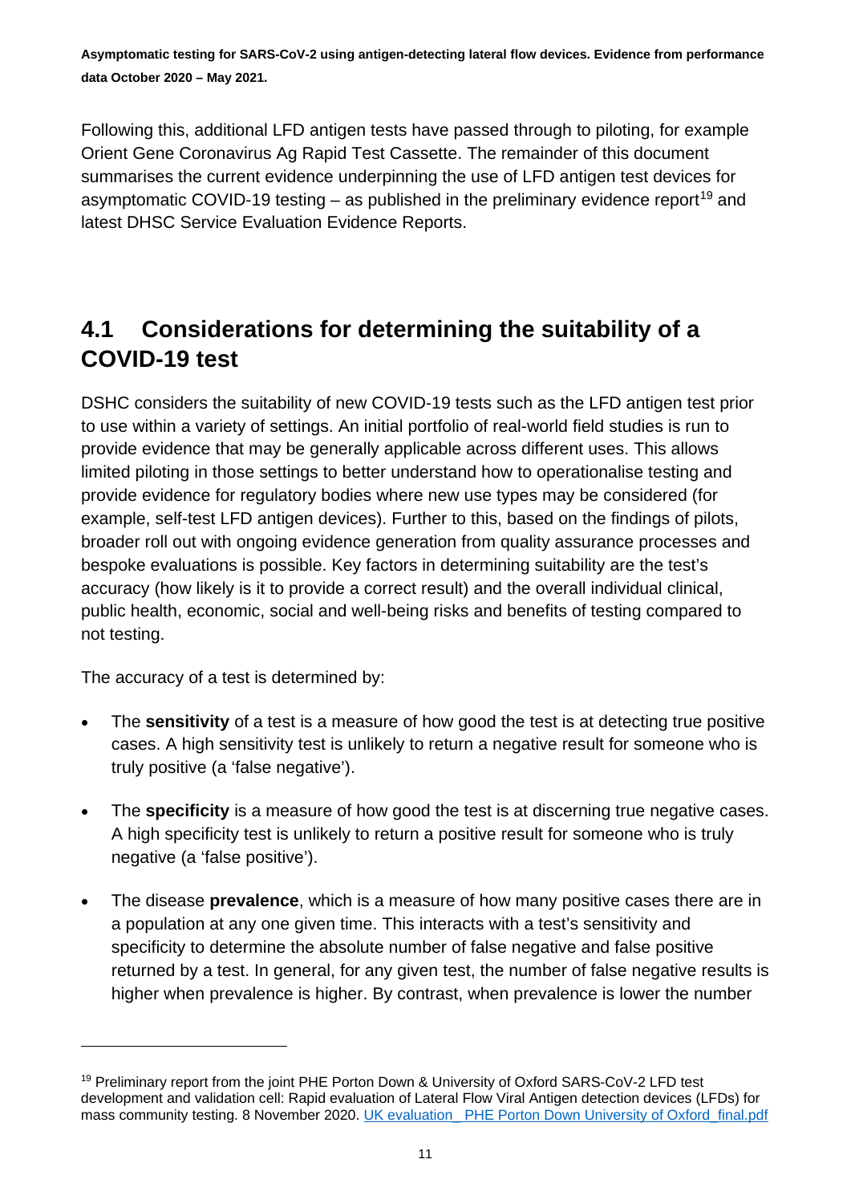Following this, additional LFD antigen tests have passed through to piloting, for example Orient Gene Coronavirus Ag Rapid Test Cassette. The remainder of this document summarises the current evidence underpinning the use of LFD antigen test devices for asymptomatic COVID-19 testing – as published in the preliminary evidence report[19] and latest DHSC Service Evaluation Evidence Reports.

## 4.1 Considerations for determining the suitability of a COVID-19 test

DSHC considers the suitability of new COVID-19 tests such as the LFD antigen test prior to use within a variety of settings. An initial portfolio of real-world field studies is run to provide evidence that may be generally applicable across different uses. This allows limited piloting in those settings to better understand how to operationalise testing and provide evidence for regulatory bodies where new use types may be considered (for example, self-test LFD antigen devices). Further to this, based on the findings of pilots, broader roll out with ongoing evidence generation from quality assurance processes and bespoke evaluations is possible. Key factors in determining suitability are the test's accuracy (how likely is it to provide a correct result) and the overall individual clinical, public health, economic, social and well-being risks and benefits of testing compared to not testing.

The accuracy of a test is determined by:

- The **sensitivity** of a test is a measure of how good the test is at detecting true positive cases. A high sensitivity test is unlikely to return a negative result for someone who is truly positive (a 'false negative').
- The **specificity** is a measure of how good the test is at discerning true negative cases. A high specificity test is unlikely to return a positive result for someone who is truly negative (a 'false positive').
- The disease **prevalence**, which is a measure of how many positive cases there are in a population at any one given time. This interacts with a test's sensitivity and specificity to determine the absolute number of false negative and false positive returned by a test. In general, for any given test, the number of false negative results is higher when prevalence is higher. By contrast, when prevalence is lower the number

[19] Preliminary report from the joint PHE Porton Down & University of Oxford SARS-CoV-2 LFD test development and validation cell: Rapid evaluation of Lateral Flow Viral Antigen detection devices (LFDs) for mass community testing. 8 November 2020. UK evaluation_ PHE Porton Down University of Oxford_final.pdf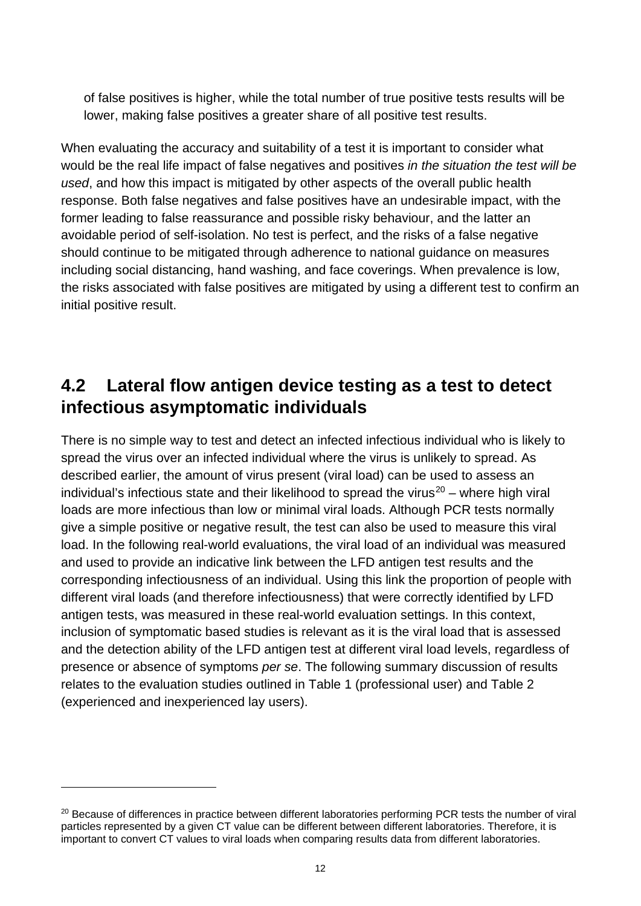of false positives is higher, while the total number of true positive tests results will be lower, making false positives a greater share of all positive test results.

When evaluating the accuracy and suitability of a test it is important to consider what would be the real life impact of false negatives and positives *in the situation the test will be used*, and how this impact is mitigated by other aspects of the overall public health response. Both false negatives and false positives have an undesirable impact, with the former leading to false reassurance and possible risky behaviour, and the latter an avoidable period of self-isolation. No test is perfect, and the risks of a false negative should continue to be mitigated through adherence to national guidance on measures including social distancing, hand washing, and face coverings. When prevalence is low, the risks associated with false positives are mitigated by using a different test to confirm an initial positive result.

## 4.2 Lateral flow antigen device testing as a test to detect infectious asymptomatic individuals

There is no simple way to test and detect an infected infectious individual who is likely to spread the virus over an infected individual where the virus is unlikely to spread. As described earlier, the amount of virus present (viral load) can be used to assess an individual's infectious state and their likelihood to spread the virus[20] – where high viral loads are more infectious than low or minimal viral loads. Although PCR tests normally give a simple positive or negative result, the test can also be used to measure this viral load. In the following real-world evaluations, the viral load of an individual was measured and used to provide an indicative link between the LFD antigen test results and the corresponding infectiousness of an individual. Using this link the proportion of people with different viral loads (and therefore infectiousness) that were correctly identified by LFD antigen tests, was measured in these real-world evaluation settings. In this context, inclusion of symptomatic based studies is relevant as it is the viral load that is assessed and the detection ability of the LFD antigen test at different viral load levels, regardless of presence or absence of symptoms *per se*. The following summary discussion of results relates to the evaluation studies outlined in Table 1 (professional user) and Table 2 (experienced and inexperienced lay users).

---

[20] Because of differences in practice between different laboratories performing PCR tests the number of viral particles represented by a given CT value can be different between different laboratories. Therefore, it is important to convert CT values to viral loads when comparing results data from different laboratories.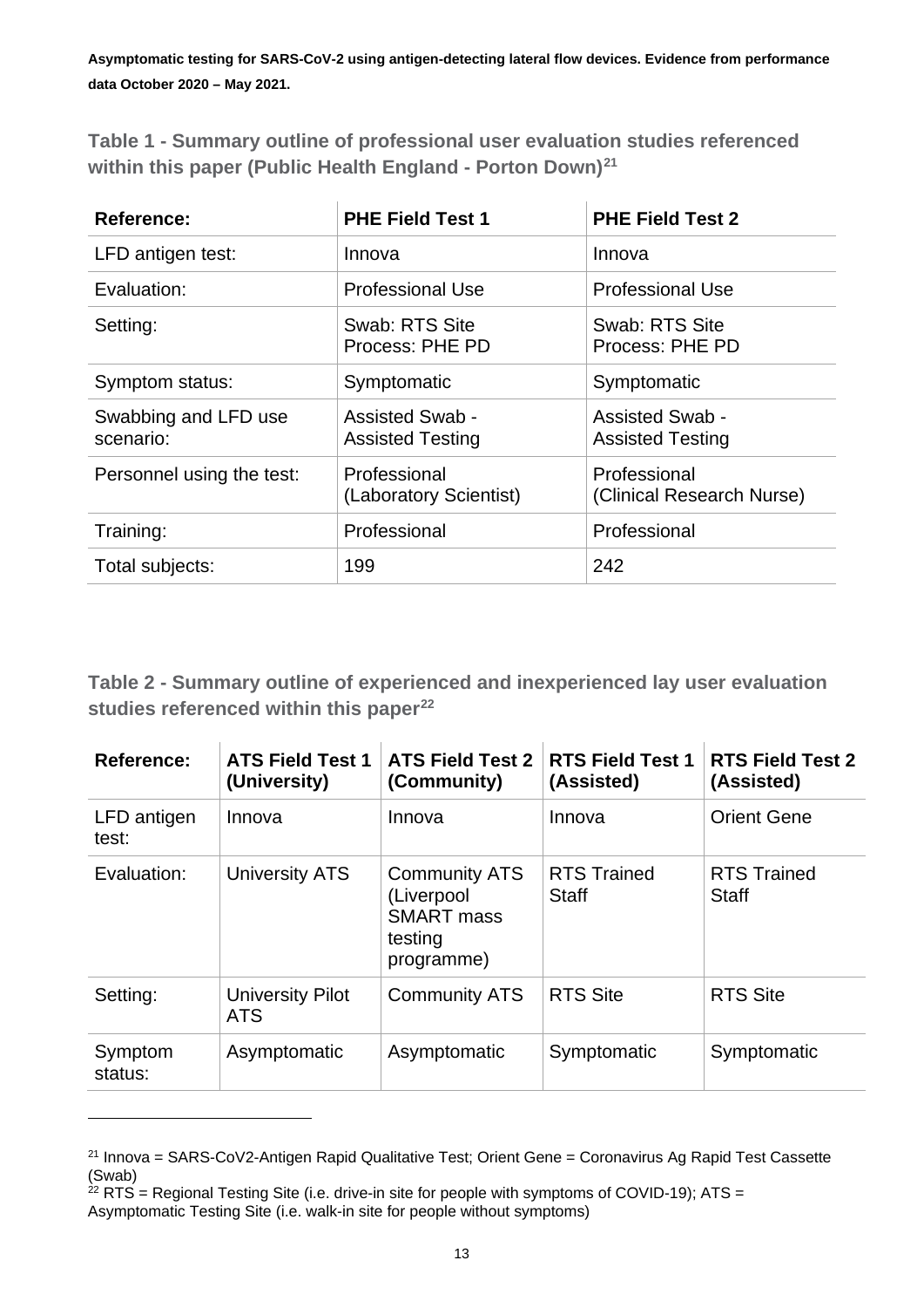**Table 1 - Summary outline of professional user evaluation studies referenced within this paper (Public Health England - Porton Down)[21]**

| Reference: | PHE Field Test 1 | PHE Field Test 2 |
|---|---|---|
| LFD antigen test: | Innova | Innova |
| Evaluation: | Professional Use | Professional Use |
| Setting: | Swab: RTS Site Process: PHE PD | Swab: RTS Site Process: PHE PD |
| Symptom status: | Symptomatic | Symptomatic |
| Swabbing and LFD use scenario: | Assisted Swab - Assisted Testing | Assisted Swab - Assisted Testing |
| Personnel using the test: | Professional (Laboratory Scientist) | Professional (Clinical Research Nurse) |
| Training: | Professional | Professional |
| Total subjects: | 199 | 242 |

**Table 2 - Summary outline of experienced and inexperienced lay user evaluation studies referenced within this paper[22]**

| Reference: | ATS Field Test 1 (University) | ATS Field Test 2 (Community) | RTS Field Test 1 (Assisted) | RTS Field Test 2 (Assisted) |
|---|---|---|---|---|
| LFD antigen test: | Innova | Innova | Innova | Orient Gene |
| Evaluation: | University ATS | Community ATS (Liverpool SMART mass testing programme) | RTS Trained Staff | RTS Trained Staff |
| Setting: | University Pilot ATS | Community ATS | RTS Site | RTS Site |
| Symptom status: | Asymptomatic | Asymptomatic | Symptomatic | Symptomatic |

[21] Innova = SARS-CoV2-Antigen Rapid Qualitative Test; Orient Gene = Coronavirus Ag Rapid Test Cassette (Swab)

[22] RTS = Regional Testing Site (i.e. drive-in site for people with symptoms of COVID-19); ATS = Asymptomatic Testing Site (i.e. walk-in site for people without symptoms)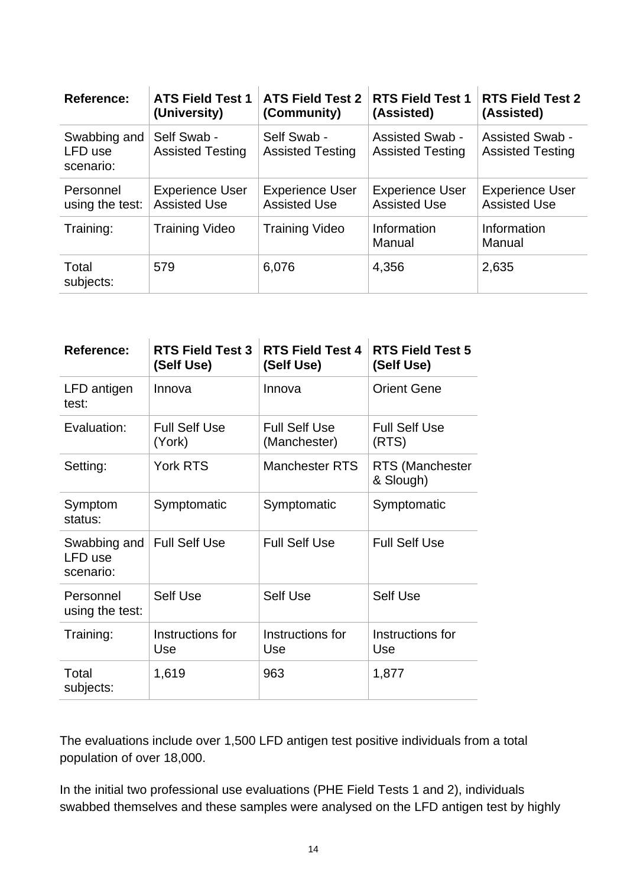| Reference: | ATS Field Test 1 (University) | ATS Field Test 2 (Community) | RTS Field Test 1 (Assisted) | RTS Field Test 2 (Assisted) |
|---|---|---|---|---|
| Swabbing and LFD use scenario: | Self Swab - Assisted Testing | Self Swab - Assisted Testing | Assisted Swab - Assisted Testing | Assisted Swab - Assisted Testing |
| Personnel using the test: | Experience User Assisted Use | Experience User Assisted Use | Experience User Assisted Use | Experience User Assisted Use |
| Training: | Training Video | Training Video | Information Manual | Information Manual |
| Total subjects: | 579 | 6,076 | 4,356 | 2,635 |

| Reference: | RTS Field Test 3 (Self Use) | RTS Field Test 4 (Self Use) | RTS Field Test 5 (Self Use) |
|---|---|---|---|
| LFD antigen test: | Innova | Innova | Orient Gene |
| Evaluation: | Full Self Use (York) | Full Self Use (Manchester) | Full Self Use (RTS) |
| Setting: | York RTS | Manchester RTS | RTS (Manchester & Slough) |
| Symptom status: | Symptomatic | Symptomatic | Symptomatic |
| Swabbing and LFD use scenario: | Full Self Use | Full Self Use | Full Self Use |
| Personnel using the test: | Self Use | Self Use | Self Use |
| Training: | Instructions for Use | Instructions for Use | Instructions for Use |
| Total subjects: | 1,619 | 963 | 1,877 |

The evaluations include over 1,500 LFD antigen test positive individuals from a total population of over 18,000.

In the initial two professional use evaluations (PHE Field Tests 1 and 2), individuals swabbed themselves and these samples were analysed on the LFD antigen test by highly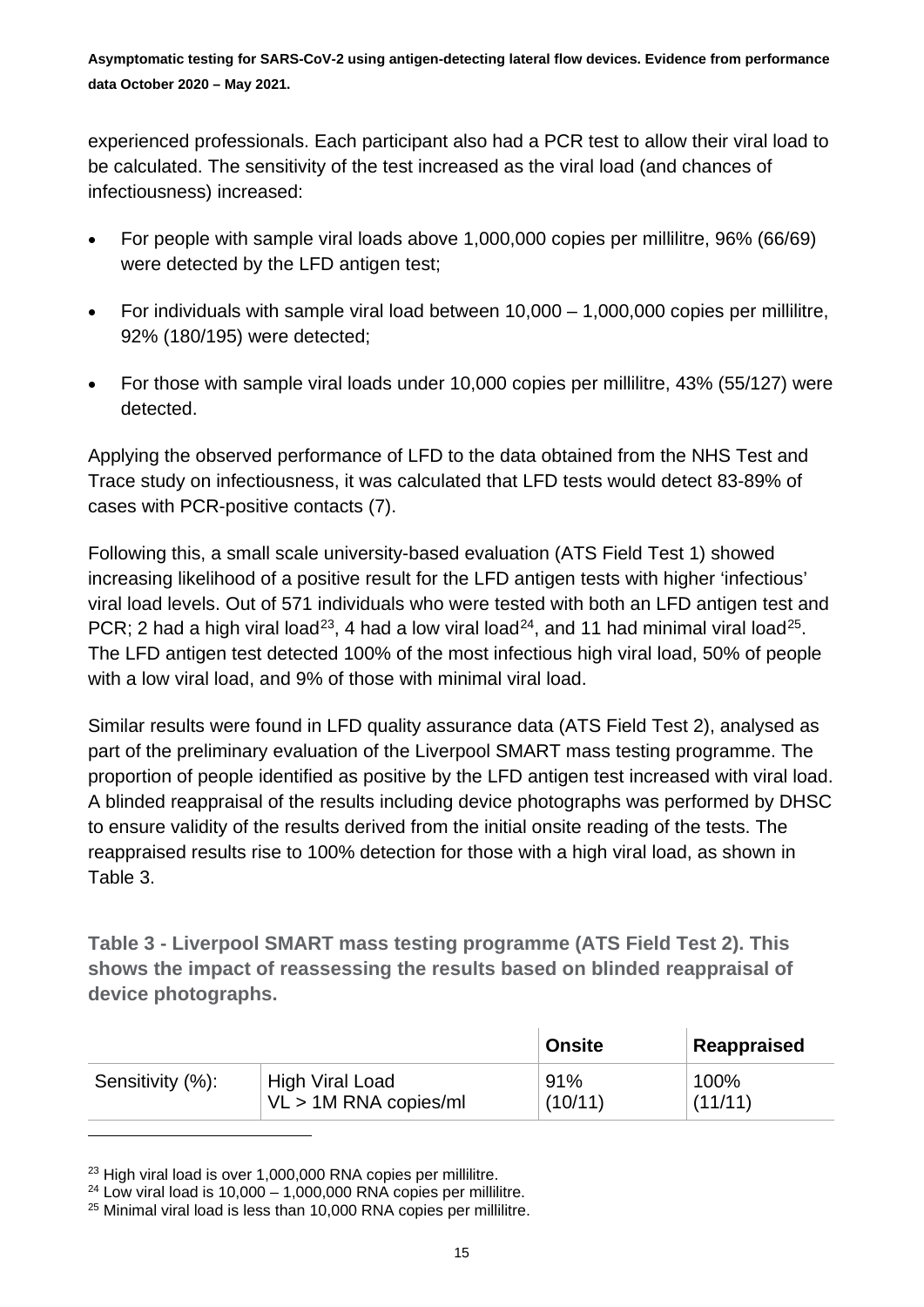experienced professionals. Each participant also had a PCR test to allow their viral load to be calculated. The sensitivity of the test increased as the viral load (and chances of infectiousness) increased:

- For people with sample viral loads above 1,000,000 copies per millilitre, 96% (66/69) were detected by the LFD antigen test;
- For individuals with sample viral load between 10,000 – 1,000,000 copies per millilitre, 92% (180/195) were detected;
- For those with sample viral loads under 10,000 copies per millilitre, 43% (55/127) were detected.

Applying the observed performance of LFD to the data obtained from the NHS Test and Trace study on infectiousness, it was calculated that LFD tests would detect 83-89% of cases with PCR-positive contacts (7).

Following this, a small scale university-based evaluation (ATS Field Test 1) showed increasing likelihood of a positive result for the LFD antigen tests with higher 'infectious' viral load levels. Out of 571 individuals who were tested with both an LFD antigen test and PCR; 2 had a high viral load[23], 4 had a low viral load[24], and 11 had minimal viral load[25]. The LFD antigen test detected 100% of the most infectious high viral load, 50% of people with a low viral load, and 9% of those with minimal viral load.

Similar results were found in LFD quality assurance data (ATS Field Test 2), analysed as part of the preliminary evaluation of the Liverpool SMART mass testing programme. The proportion of people identified as positive by the LFD antigen test increased with viral load. A blinded reappraisal of the results including device photographs was performed by DHSC to ensure validity of the results derived from the initial onsite reading of the tests. The reappraised results rise to 100% detection for those with a high viral load, as shown in Table 3.

**Table 3 - Liverpool SMART mass testing programme (ATS Field Test 2). This shows the impact of reassessing the results based on blinded reappraisal of device photographs.**

| | | Onsite | Reappraised |
|---|---|---|---|
| Sensitivity (%): | High Viral Load VL > 1M RNA copies/ml | 91% (10/11) | 100% (11/11) |

[23] High viral load is over 1,000,000 RNA copies per millilitre.
[24] Low viral load is 10,000 – 1,000,000 RNA copies per millilitre.
[25] Minimal viral load is less than 10,000 RNA copies per millilitre.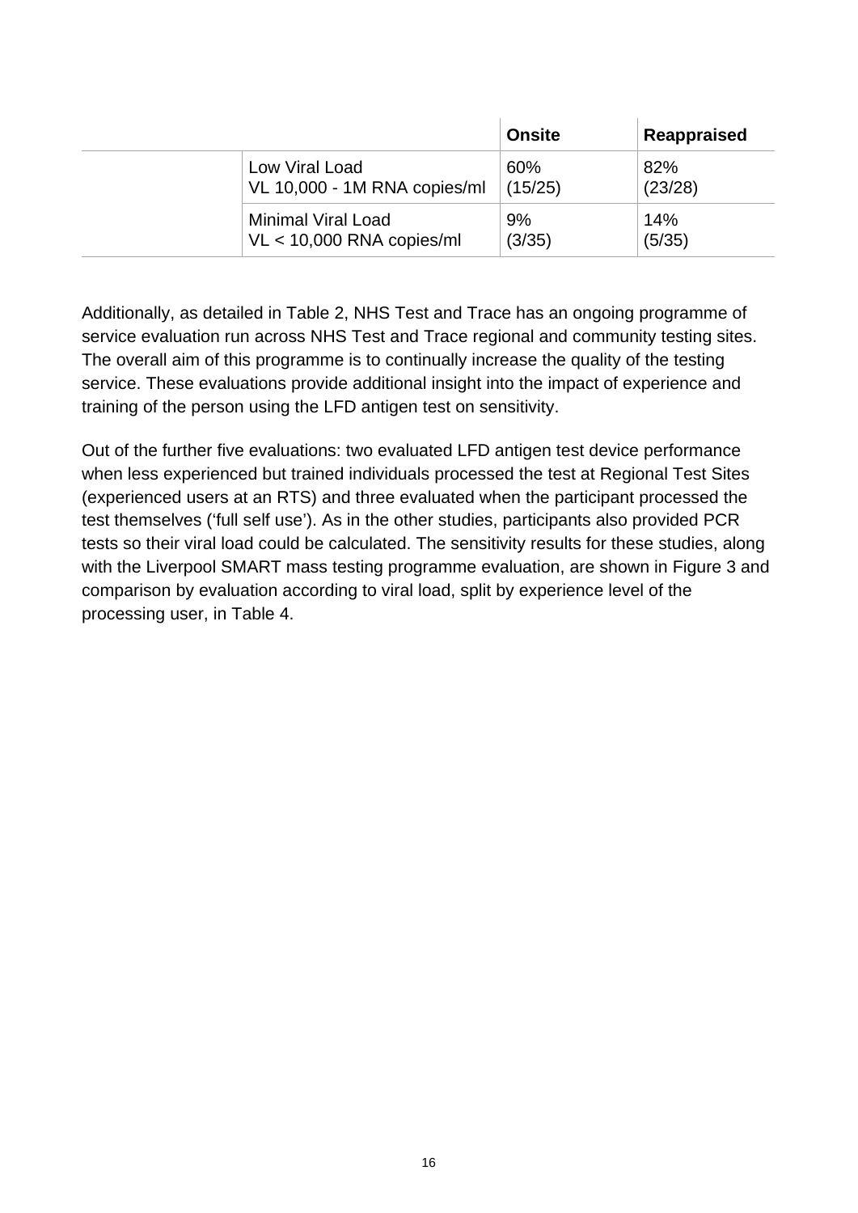| | | Onsite | Reappraised |
|---|---|---|---|
| | Low Viral Load<br>VL 10,000 - 1M RNA copies/ml | 60%<br>(15/25) | 82%<br>(23/28) |
| | Minimal Viral Load<br>VL < 10,000 RNA copies/ml | 9%<br>(3/35) | 14%<br>(5/35) |

Additionally, as detailed in Table 2, NHS Test and Trace has an ongoing programme of service evaluation run across NHS Test and Trace regional and community testing sites. The overall aim of this programme is to continually increase the quality of the testing service. These evaluations provide additional insight into the impact of experience and training of the person using the LFD antigen test on sensitivity.

Out of the further five evaluations: two evaluated LFD antigen test device performance when less experienced but trained individuals processed the test at Regional Test Sites (experienced users at an RTS) and three evaluated when the participant processed the test themselves ('full self use'). As in the other studies, participants also provided PCR tests so their viral load could be calculated. The sensitivity results for these studies, along with the Liverpool SMART mass testing programme evaluation, are shown in Figure 3 and comparison by evaluation according to viral load, split by experience level of the processing user, in Table 4.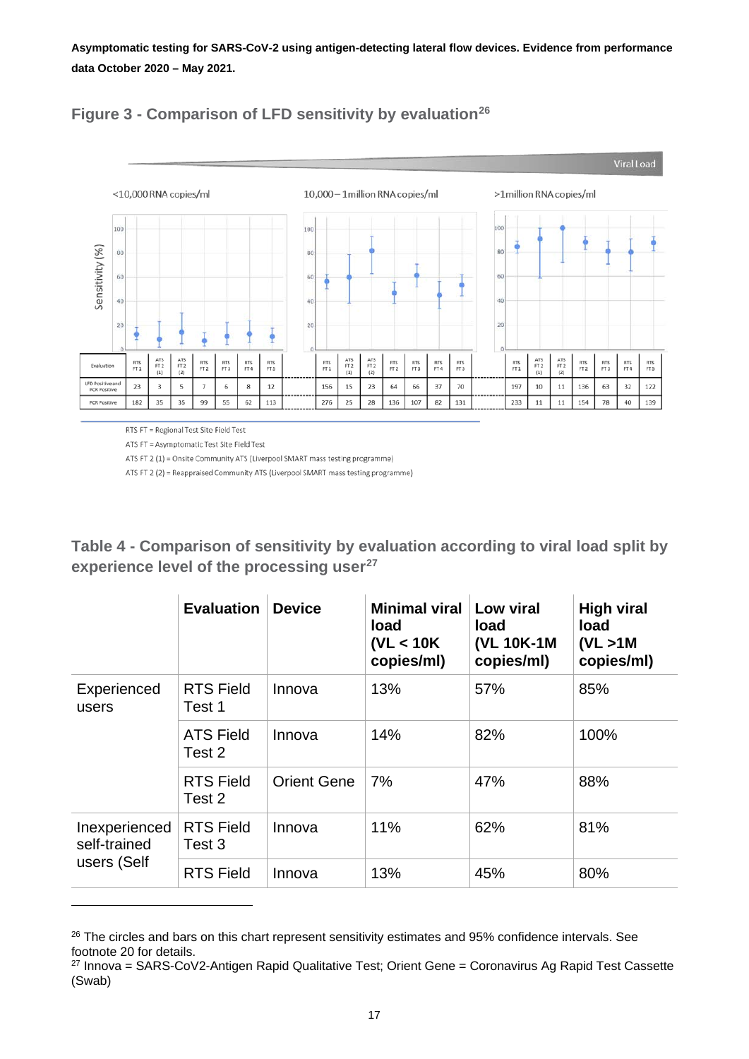## Figure 3 - Comparison of LFD sensitivity by evaluation[26]

Viral Load

<10,000 RNA copies/ml | 10,000 – 1million RNA copies/ml | >1million RNA copies/ml

| Evaluation | RTS FT 1 | ATS FT 2 (1) | ATS FT 2 (2) | RTS FT 2 | RTS FT 3 | RTS FT 4 | RTS FT 5 | RTS FT 1 | ATS FT 2 (1) | ATS FT 2 (2) | RTS FT 2 | RTS FT 3 | RTS FT 4 | RTS FT 5 | RTS FT 1 | ATS FT 2 (1) | ATS FT 2 (2) | RTS FT 2 | RTS FT 3 | RTS FT 4 | RTS FT 5 |
|---|---|---|---|---|---|---|---|---|---|---|---|---|---|---|---|---|---|---|---|---|---|
| LFD Positive and PCR Positive | 23 | 3 | 5 | 7 | 6 | 8 | 12 | 156 | 15 | 23 | 64 | 66 | 37 | 70 | 197 | 10 | 11 | 136 | 63 | 32 | 122 |
| PCR Positive | 182 | 35 | 35 | 99 | 55 | 62 | 113 | 276 | 25 | 28 | 136 | 107 | 82 | 131 | 233 | 11 | 11 | 154 | 78 | 40 | 139 |

RTS FT = Regional Test Site Field Test

ATS FT = Asymptomatic Test Site Field Test

ATS FT 2 (1) = Onsite Community ATS (Liverpool SMART mass testing programme)

ATS FT 2 (2) = Reappraised Community ATS (Liverpool SMART mass testing programme)

## Table 4 - Comparison of sensitivity by evaluation according to viral load split by experience level of the processing user[27]

| | Evaluation | Device | Minimal viral load (VL < 10K copies/ml) | Low viral load (VL 10K-1M copies/ml) | High viral load (VL >1M copies/ml) |
|---|---|---|---|---|---|
| Experienced users | RTS Field Test 1 | Innova | 13% | 57% | 85% |
| | ATS Field Test 2 | Innova | 14% | 82% | 100% |
| | RTS Field Test 2 | Orient Gene | 7% | 47% | 88% |
| Inexperienced self-trained users (Self | RTS Field Test 3 | Innova | 11% | 62% | 81% |
| | RTS Field | Innova | 13% | 45% | 80% |

[26] The circles and bars on this chart represent sensitivity estimates and 95% confidence intervals. See footnote 20 for details.

[27] Innova = SARS-CoV2-Antigen Rapid Qualitative Test; Orient Gene = Coronavirus Ag Rapid Test Cassette (Swab)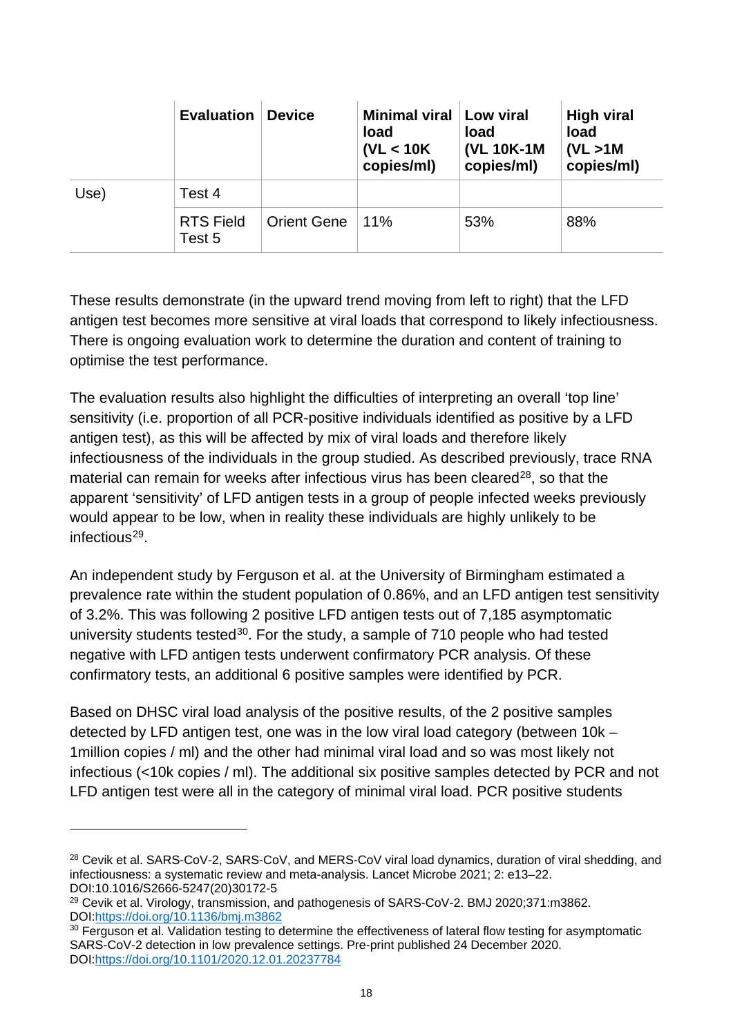| | Evaluation | Device | Minimal viral load (VL < 10K copies/ml) | Low viral load (VL 10K-1M copies/ml) | High viral load (VL >1M copies/ml) |
|---|---|---|---|---|---|
| Use) | Test 4 | | | | |
| | RTS Field Test 5 | Orient Gene | 11% | 53% | 88% |

These results demonstrate (in the upward trend moving from left to right) that the LFD antigen test becomes more sensitive at viral loads that correspond to likely infectiousness. There is ongoing evaluation work to determine the duration and content of training to optimise the test performance.

The evaluation results also highlight the difficulties of interpreting an overall 'top line' sensitivity (i.e. proportion of all PCR-positive individuals identified as positive by a LFD antigen test), as this will be affected by mix of viral loads and therefore likely infectiousness of the individuals in the group studied. As described previously, trace RNA material can remain for weeks after infectious virus has been cleared[28], so that the apparent 'sensitivity' of LFD antigen tests in a group of people infected weeks previously would appear to be low, when in reality these individuals are highly unlikely to be infectious[29].

An independent study by Ferguson et al. at the University of Birmingham estimated a prevalence rate within the student population of 0.86%, and an LFD antigen test sensitivity of 3.2%. This was following 2 positive LFD antigen tests out of 7,185 asymptomatic university students tested[30]. For the study, a sample of 710 people who had tested negative with LFD antigen tests underwent confirmatory PCR analysis. Of these confirmatory tests, an additional 6 positive samples were identified by PCR.

Based on DHSC viral load analysis of the positive results, of the 2 positive samples detected by LFD antigen test, one was in the low viral load category (between 10k – 1million copies / ml) and the other had minimal viral load and so was most likely not infectious (<10k copies / ml). The additional six positive samples detected by PCR and not LFD antigen test were all in the category of minimal viral load. PCR positive students

---

[28] Cevik et al. SARS-CoV-2, SARS-CoV, and MERS-CoV viral load dynamics, duration of viral shedding, and infectiousness: a systematic review and meta-analysis. Lancet Microbe 2021; 2: e13–22. DOI:10.1016/S2666-5247(20)30172-5

[29] Cevik et al. Virology, transmission, and pathogenesis of SARS-CoV-2. BMJ 2020;371:m3862. DOI:https://doi.org/10.1136/bmj.m3862

[30] Ferguson et al. Validation testing to determine the effectiveness of lateral flow testing for asymptomatic SARS-CoV-2 detection in low prevalence settings. Pre-print published 24 December 2020. DOI:https://doi.org/10.1101/2020.12.01.20237784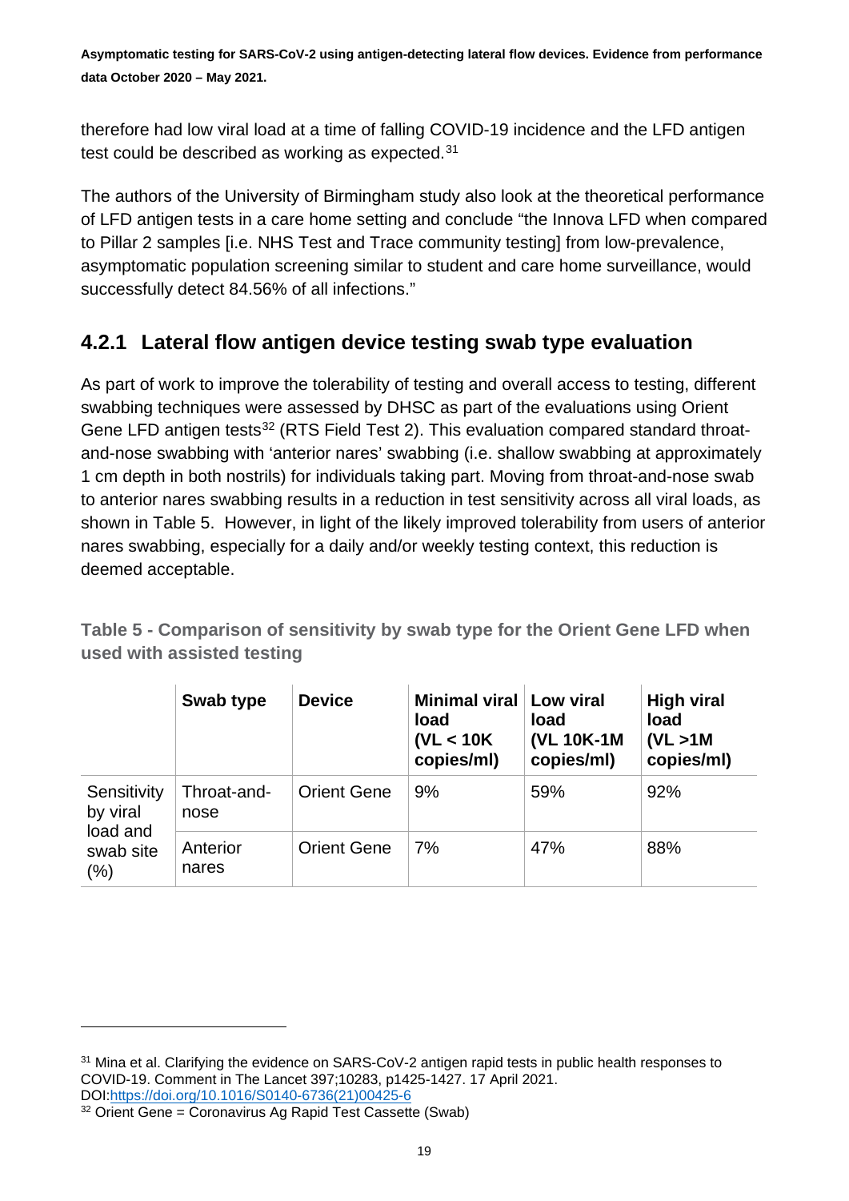therefore had low viral load at a time of falling COVID-19 incidence and the LFD antigen test could be described as working as expected.[31]

The authors of the University of Birmingham study also look at the theoretical performance of LFD antigen tests in a care home setting and conclude "the Innova LFD when compared to Pillar 2 samples [i.e. NHS Test and Trace community testing] from low-prevalence, asymptomatic population screening similar to student and care home surveillance, would successfully detect 84.56% of all infections."

### 4.2.1 Lateral flow antigen device testing swab type evaluation

As part of work to improve the tolerability of testing and overall access to testing, different swabbing techniques were assessed by DHSC as part of the evaluations using Orient Gene LFD antigen tests[32] (RTS Field Test 2). This evaluation compared standard throat-and-nose swabbing with 'anterior nares' swabbing (i.e. shallow swabbing at approximately 1 cm depth in both nostrils) for individuals taking part. Moving from throat-and-nose swab to anterior nares swabbing results in a reduction in test sensitivity across all viral loads, as shown in Table 5. However, in light of the likely improved tolerability from users of anterior nares swabbing, especially for a daily and/or weekly testing context, this reduction is deemed acceptable.

**Table 5 - Comparison of sensitivity by swab type for the Orient Gene LFD when used with assisted testing**

| | Swab type | Device | Minimal viral load (VL < 10K copies/ml) | Low viral load (VL 10K-1M copies/ml) | High viral load (VL >1M copies/ml) |
|---|---|---|---|---|---|
| Sensitivity by viral load and swab site (%) | Throat-and-nose | Orient Gene | 9% | 59% | 92% |
| | Anterior nares | Orient Gene | 7% | 47% | 88% |

[31] Mina et al. Clarifying the evidence on SARS-CoV-2 antigen rapid tests in public health responses to COVID-19. Comment in The Lancet 397;10283, p1425-1427. 17 April 2021. DOI:https://doi.org/10.1016/S0140-6736(21)00425-6

[32] Orient Gene = Coronavirus Ag Rapid Test Cassette (Swab)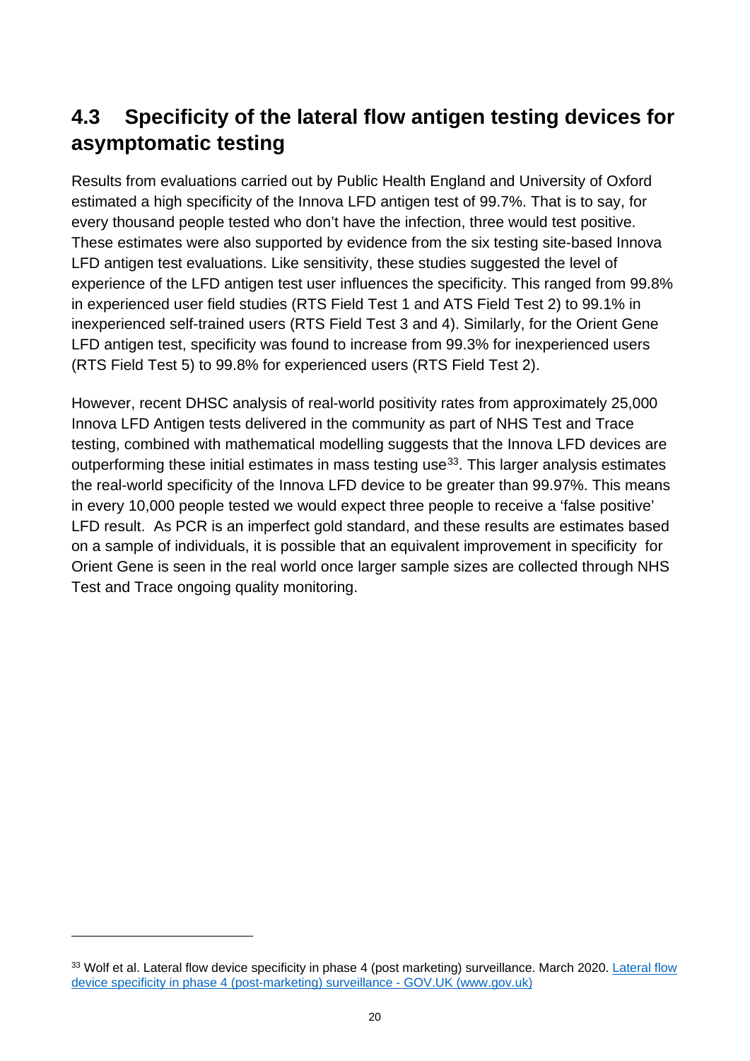## 4.3 Specificity of the lateral flow antigen testing devices for asymptomatic testing

Results from evaluations carried out by Public Health England and University of Oxford estimated a high specificity of the Innova LFD antigen test of 99.7%. That is to say, for every thousand people tested who don't have the infection, three would test positive. These estimates were also supported by evidence from the six testing site-based Innova LFD antigen test evaluations. Like sensitivity, these studies suggested the level of experience of the LFD antigen test user influences the specificity. This ranged from 99.8% in experienced user field studies (RTS Field Test 1 and ATS Field Test 2) to 99.1% in inexperienced self-trained users (RTS Field Test 3 and 4). Similarly, for the Orient Gene LFD antigen test, specificity was found to increase from 99.3% for inexperienced users (RTS Field Test 5) to 99.8% for experienced users (RTS Field Test 2).

However, recent DHSC analysis of real-world positivity rates from approximately 25,000 Innova LFD Antigen tests delivered in the community as part of NHS Test and Trace testing, combined with mathematical modelling suggests that the Innova LFD devices are outperforming these initial estimates in mass testing use[33]. This larger analysis estimates the real-world specificity of the Innova LFD device to be greater than 99.97%. This means in every 10,000 people tested we would expect three people to receive a 'false positive' LFD result. As PCR is an imperfect gold standard, and these results are estimates based on a sample of individuals, it is possible that an equivalent improvement in specificity for Orient Gene is seen in the real world once larger sample sizes are collected through NHS Test and Trace ongoing quality monitoring.

---

[33] Wolf et al. Lateral flow device specificity in phase 4 (post marketing) surveillance. March 2020. [Lateral flow device specificity in phase 4 (post-marketing) surveillance - GOV.UK (www.gov.uk)]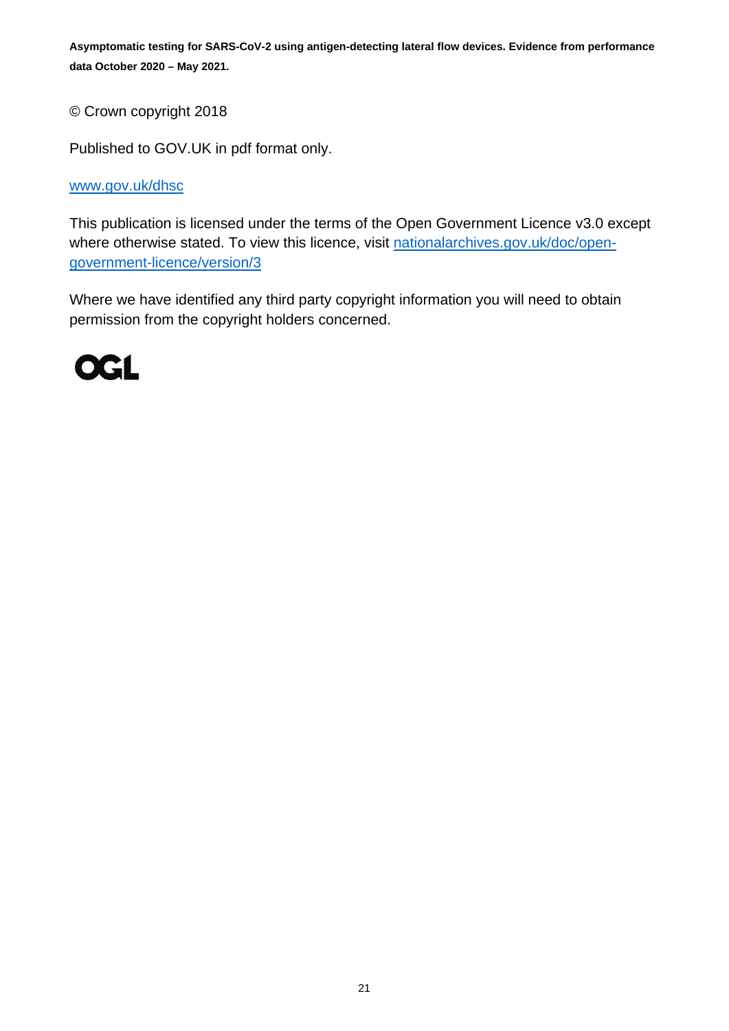© Crown copyright 2018

Published to GOV.UK in pdf format only.

[www.gov.uk/dhsc](www.gov.uk/dhsc)

This publication is licensed under the terms of the Open Government Licence v3.0 except where otherwise stated. To view this licence, visit [nationalarchives.gov.uk/doc/open-government-licence/version/3](nationalarchives.gov.uk/doc/open-government-licence/version/3)

Where we have identified any third party copyright information you will need to obtain permission from the copyright holders concerned.

OGL